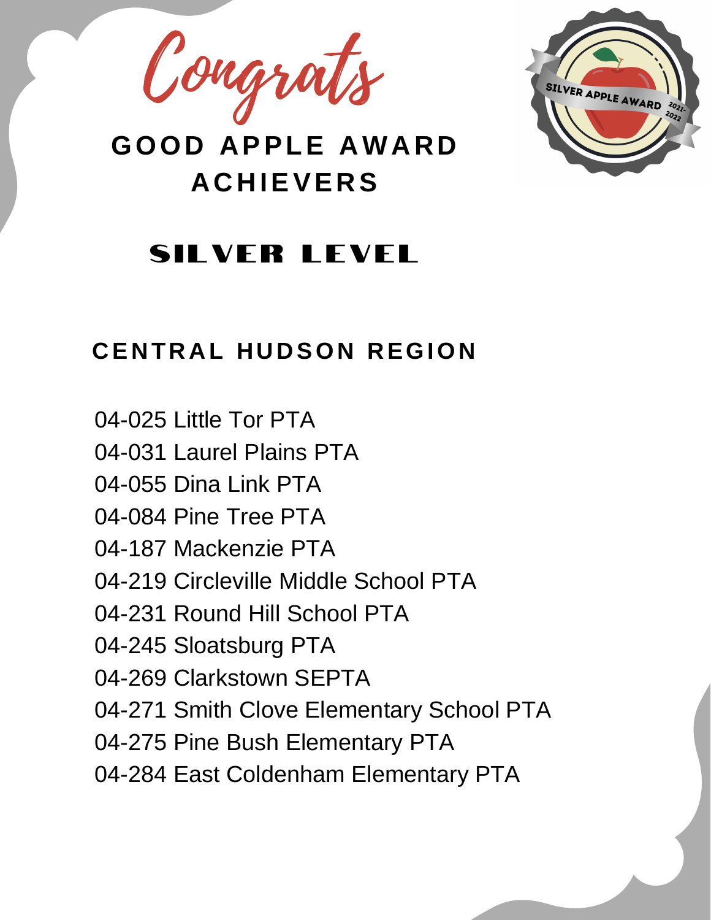Congrats

# GOOD APPLE AWARD ACHIEVERS

SILVER APPLE AWARD 2021-2022

## SILVER LEVEL

### CENTRAL HUDSON REGION

04-025 Little Tor PTA
04-031 Laurel Plains PTA
04-055 Dina Link PTA
04-084 Pine Tree PTA
04-187 Mackenzie PTA
04-219 Circleville Middle School PTA
04-231 Round Hill School PTA
04-245 Sloatsburg PTA
04-269 Clarkstown SEPTA
04-271 Smith Clove Elementary School PTA
04-275 Pine Bush Elementary PTA
04-284 East Coldenham Elementary PTA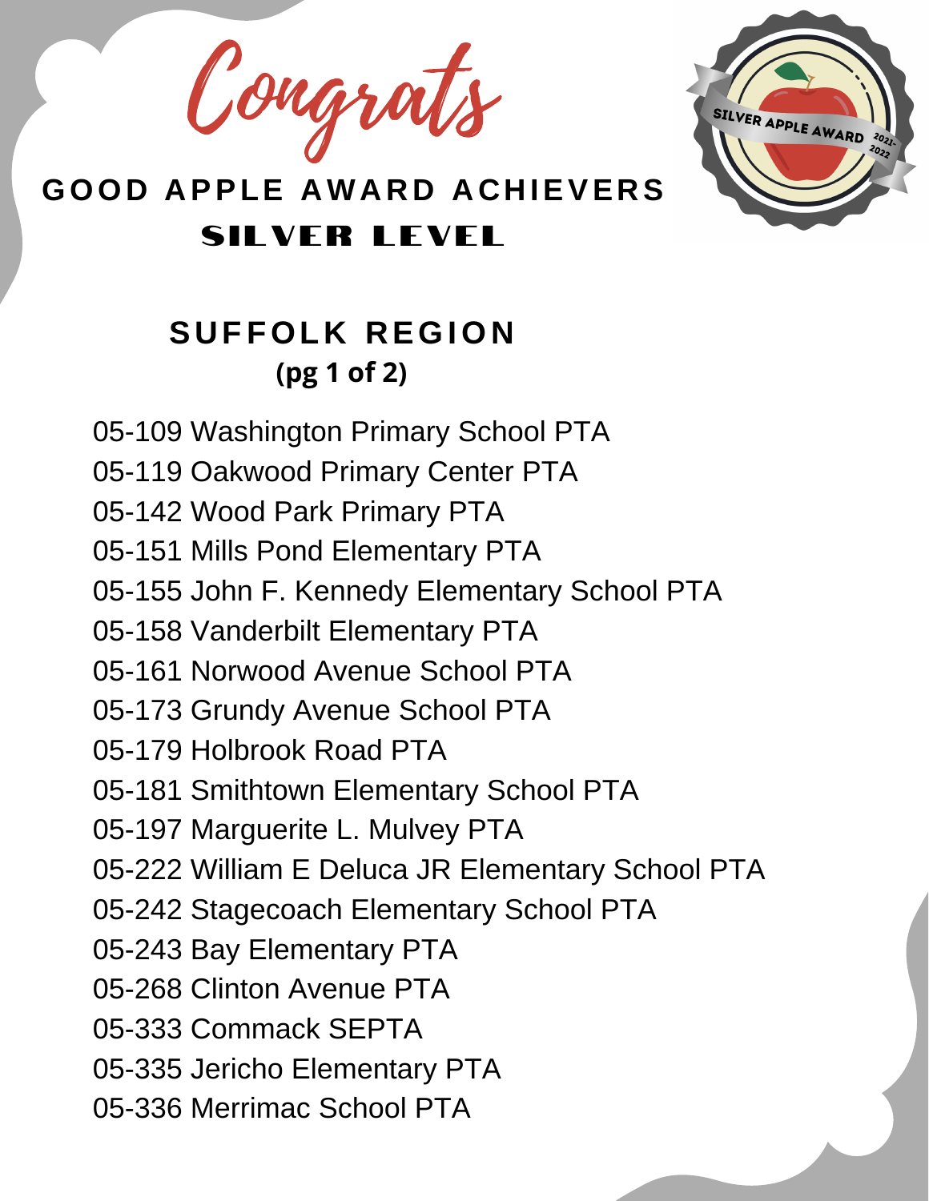# Congrats

## GOOD APPLE AWARD ACHIEVERS

## SILVER LEVEL

### SUFFOLK REGION

**(pg 1 of 2)**

05-109 Washington Primary School PTA
05-119 Oakwood Primary Center PTA
05-142 Wood Park Primary PTA
05-151 Mills Pond Elementary PTA
05-155 John F. Kennedy Elementary School PTA
05-158 Vanderbilt Elementary PTA
05-161 Norwood Avenue School PTA
05-173 Grundy Avenue School PTA
05-179 Holbrook Road PTA
05-181 Smithtown Elementary School PTA
05-197 Marguerite L. Mulvey PTA
05-222 William E Deluca JR Elementary School PTA
05-242 Stagecoach Elementary School PTA
05-243 Bay Elementary PTA
05-268 Clinton Avenue PTA
05-333 Commack SEPTA
05-335 Jericho Elementary PTA
05-336 Merrimac School PTA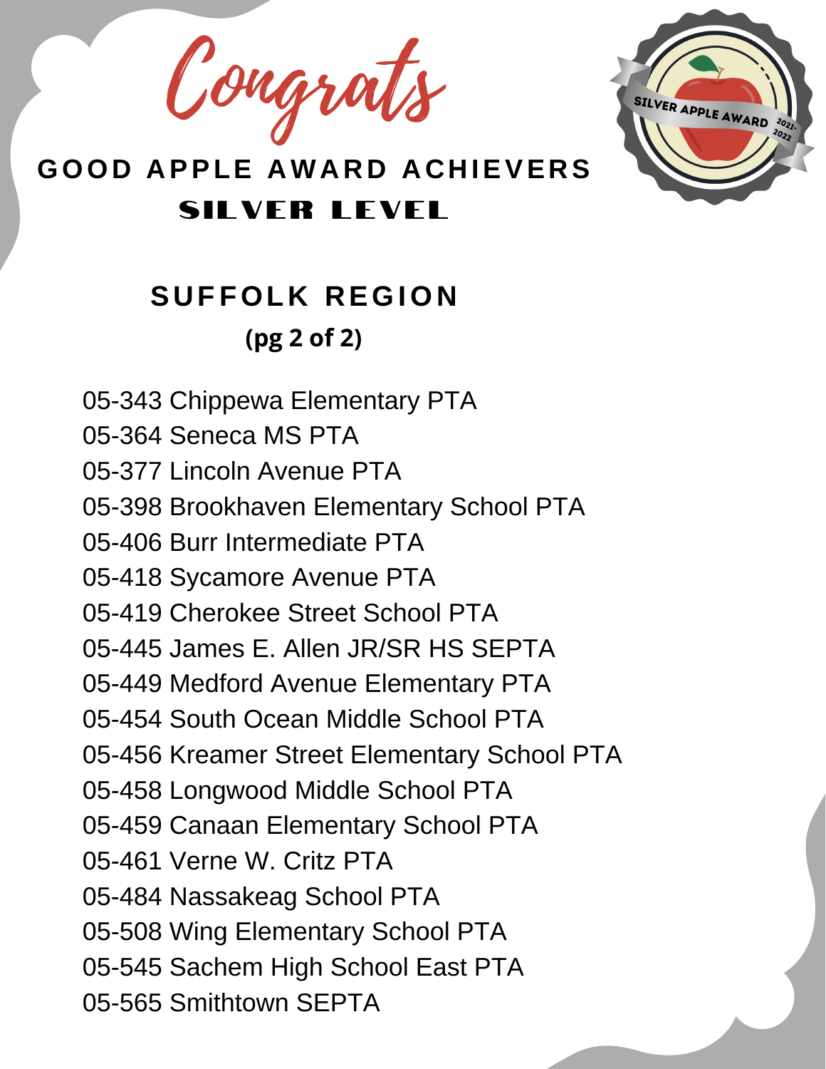# Congrats

## GOOD APPLE AWARD ACHIEVERS

## SILVER LEVEL

SILVER APPLE AWARD 2021-2022

### SUFFOLK REGION

**(pg 2 of 2)**

05-343 Chippewa Elementary PTA
05-364 Seneca MS PTA
05-377 Lincoln Avenue PTA
05-398 Brookhaven Elementary School PTA
05-406 Burr Intermediate PTA
05-418 Sycamore Avenue PTA
05-419 Cherokee Street School PTA
05-445 James E. Allen JR/SR HS SEPTA
05-449 Medford Avenue Elementary PTA
05-454 South Ocean Middle School PTA
05-456 Kreamer Street Elementary School PTA
05-458 Longwood Middle School PTA
05-459 Canaan Elementary School PTA
05-461 Verne W. Critz PTA
05-484 Nassakeag School PTA
05-508 Wing Elementary School PTA
05-545 Sachem High School East PTA
05-565 Smithtown SEPTA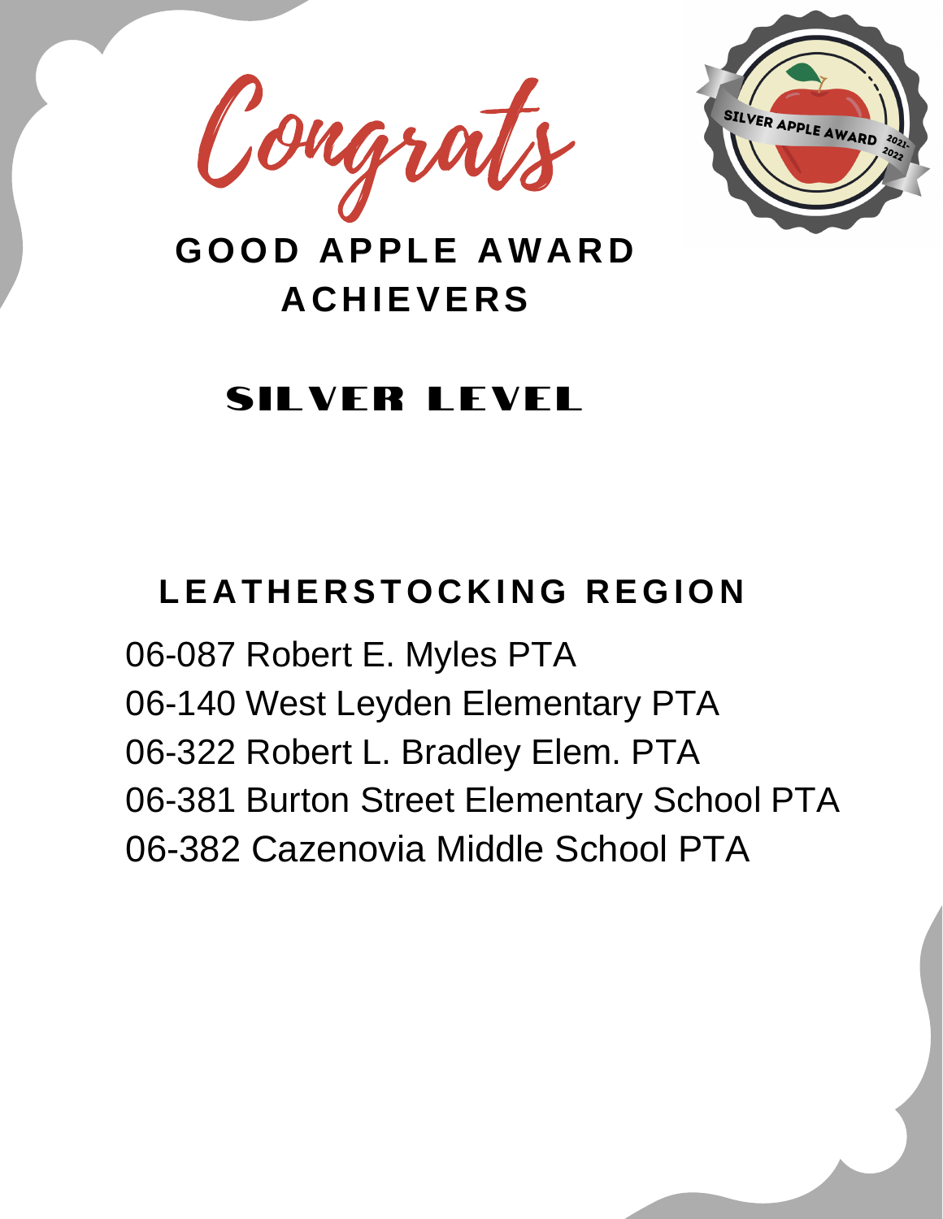# Congrats

## GOOD APPLE AWARD ACHIEVERS

SILVER APPLE AWARD 2021-2022

## SILVER LEVEL

### LEATHERSTOCKING REGION

06-087 Robert E. Myles PTA
06-140 West Leyden Elementary PTA
06-322 Robert L. Bradley Elem. PTA
06-381 Burton Street Elementary School PTA
06-382 Cazenovia Middle School PTA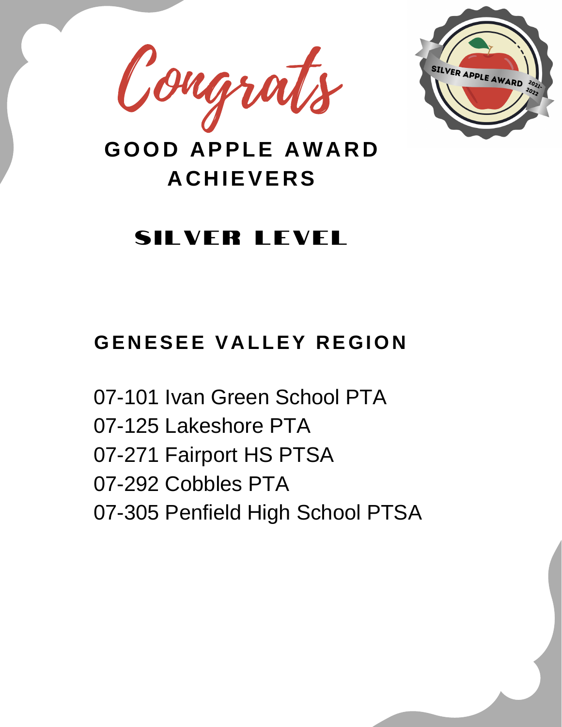# Congrats

## GOOD APPLE AWARD ACHIEVERS

SILVER APPLE AWARD 2021-2022

## SILVER LEVEL

### GENESEE VALLEY REGION

07-101 Ivan Green School PTA
07-125 Lakeshore PTA
07-271 Fairport HS PTSA
07-292 Cobbles PTA
07-305 Penfield High School PTSA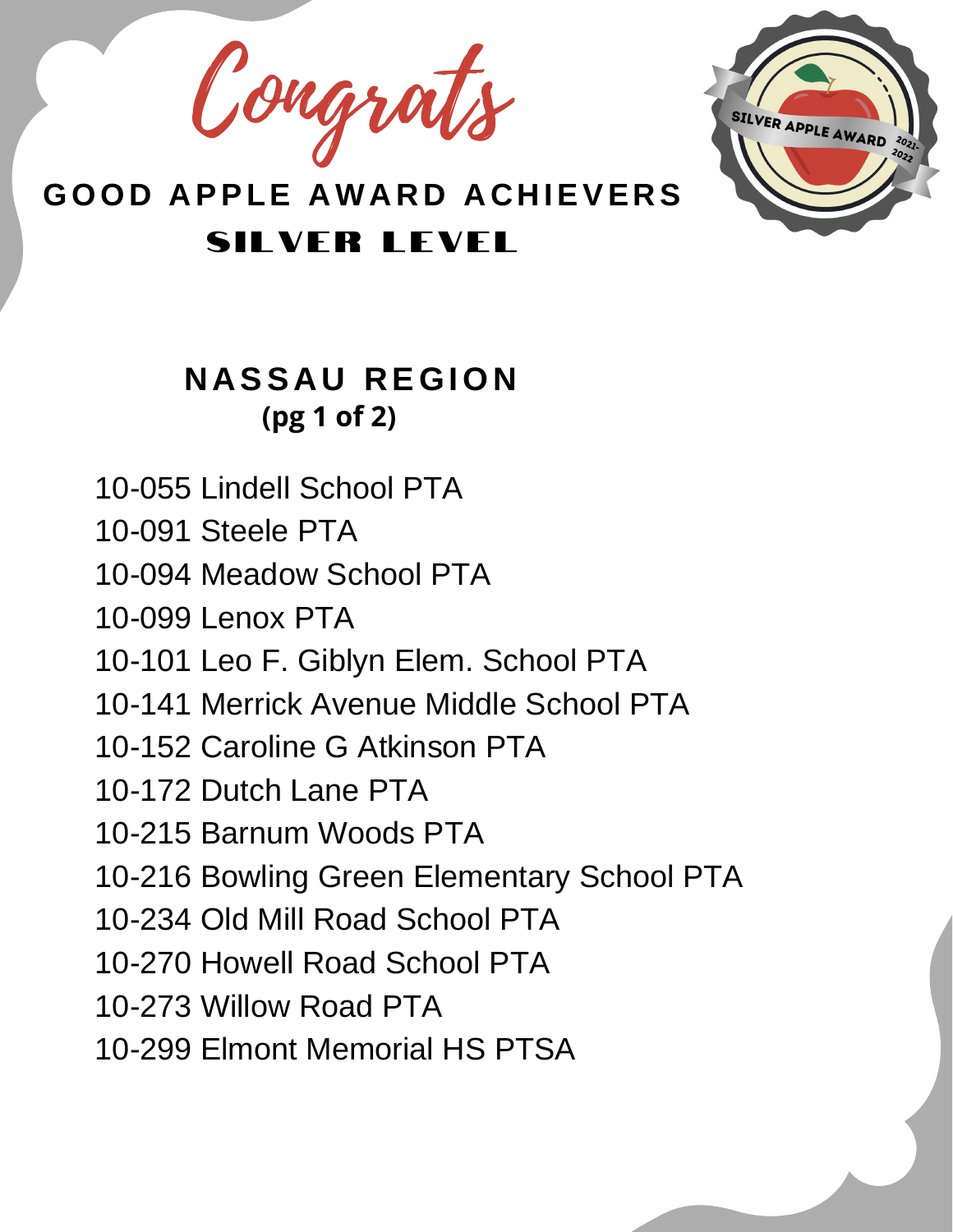# Congrats

## GOOD APPLE AWARD ACHIEVERS

## SILVER LEVEL

SILVER APPLE AWARD 2021-2022

### NASSAU REGION

**(pg 1 of 2)**

10-055 Lindell School PTA

10-091 Steele PTA

10-094 Meadow School PTA

10-099 Lenox PTA

10-101 Leo F. Giblyn Elem. School PTA

10-141 Merrick Avenue Middle School PTA

10-152 Caroline G Atkinson PTA

10-172 Dutch Lane PTA

10-215 Barnum Woods PTA

10-216 Bowling Green Elementary School PTA

10-234 Old Mill Road School PTA

10-270 Howell Road School PTA

10-273 Willow Road PTA

10-299 Elmont Memorial HS PTSA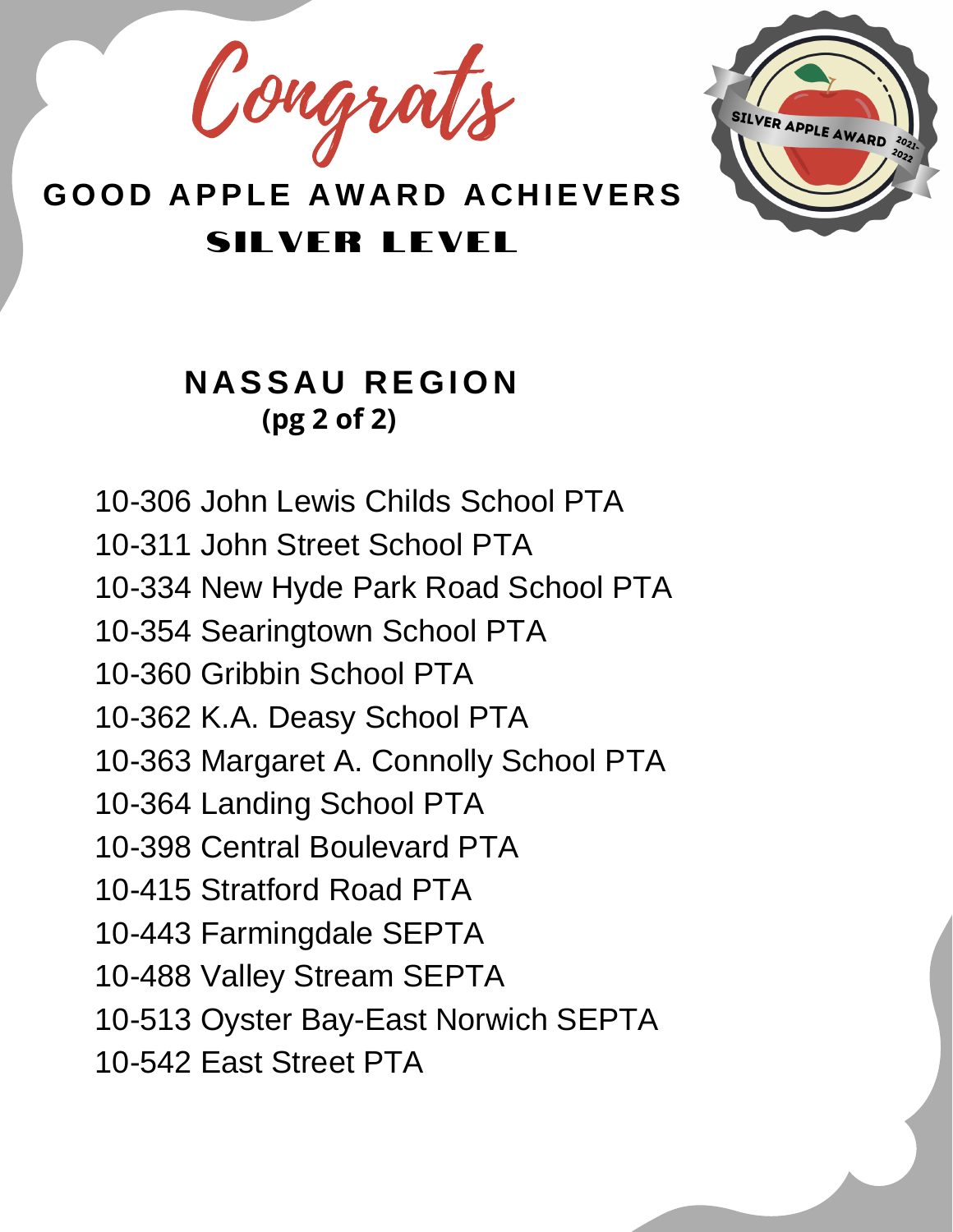Congrats

# GOOD APPLE AWARD ACHIEVERS

## SILVER LEVEL

SILVER APPLE AWARD 2021-2022

### NASSAU REGION

**(pg 2 of 2)**

10-306 John Lewis Childs School PTA
10-311 John Street School PTA
10-334 New Hyde Park Road School PTA
10-354 Searingtown School PTA
10-360 Gribbin School PTA
10-362 K.A. Deasy School PTA
10-363 Margaret A. Connolly School PTA
10-364 Landing School PTA
10-398 Central Boulevard PTA
10-415 Stratford Road PTA
10-443 Farmingdale SEPTA
10-488 Valley Stream SEPTA
10-513 Oyster Bay-East Norwich SEPTA
10-542 East Street PTA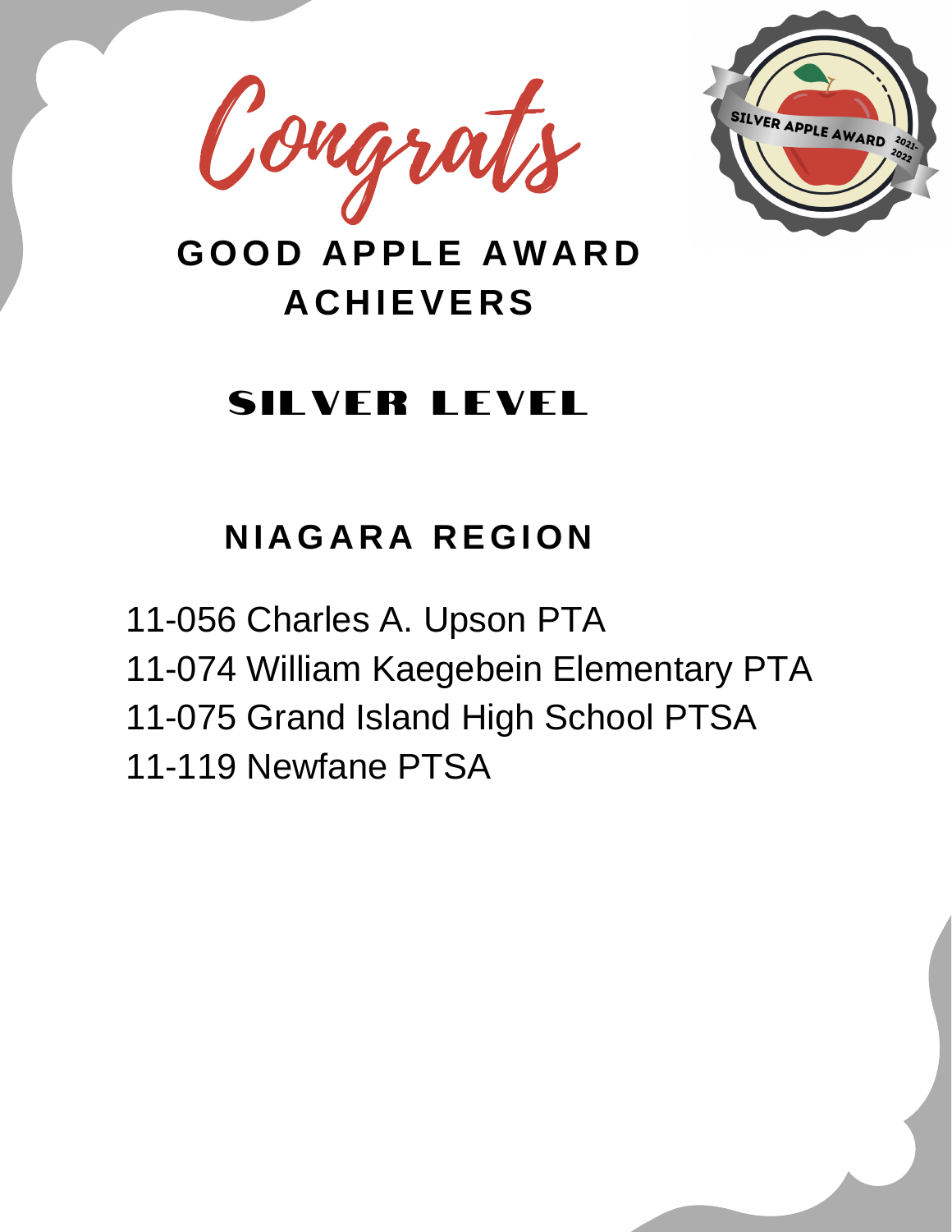# Congrats

## GOOD APPLE AWARD ACHIEVERS

SILVER APPLE AWARD 2021-2022

## SILVER LEVEL

### NIAGARA REGION

11-056 Charles A. Upson PTA
11-074 William Kaegebein Elementary PTA
11-075 Grand Island High School PTSA
11-119 Newfane PTSA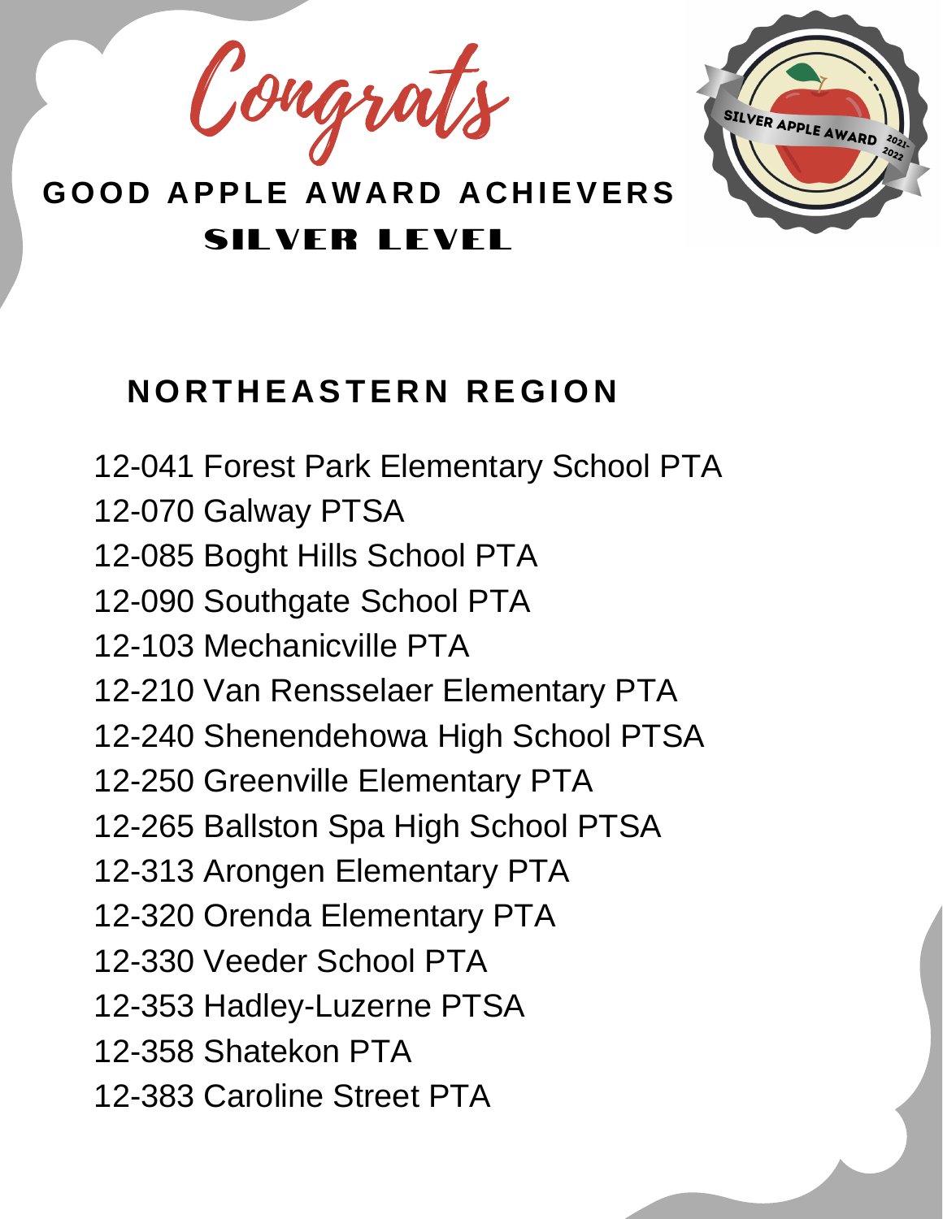Congrats

# GOOD APPLE AWARD ACHIEVERS

## SILVER LEVEL

SILVER APPLE AWARD 2021-2022

### NORTHEASTERN REGION

12-041 Forest Park Elementary School PTA
12-070 Galway PTSA
12-085 Boght Hills School PTA
12-090 Southgate School PTA
12-103 Mechanicville PTA
12-210 Van Rensselaer Elementary PTA
12-240 Shenendehowa High School PTSA
12-250 Greenville Elementary PTA
12-265 Ballston Spa High School PTSA
12-313 Arongen Elementary PTA
12-320 Orenda Elementary PTA
12-330 Veeder School PTA
12-353 Hadley-Luzerne PTSA
12-358 Shatekon PTA
12-383 Caroline Street PTA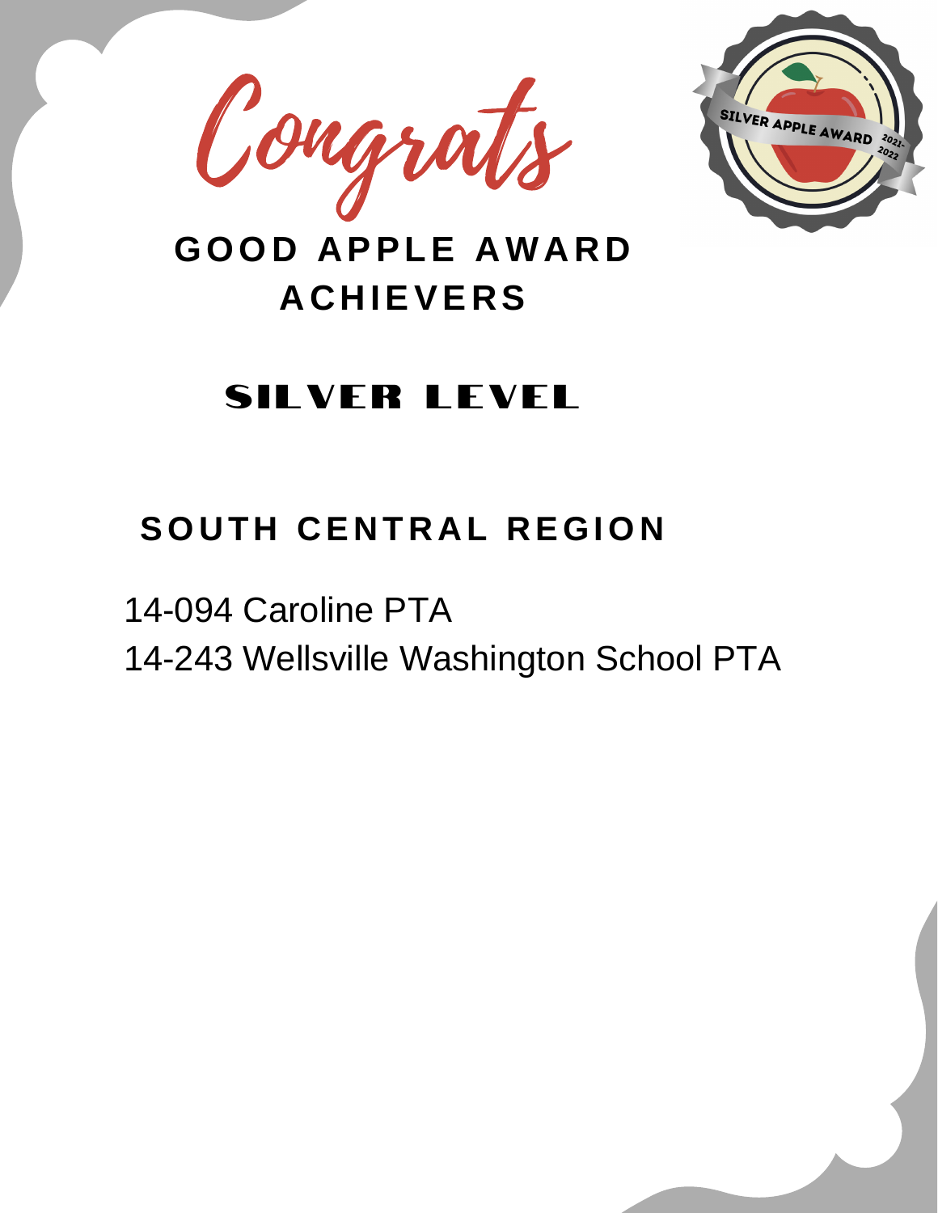# Congrats

## GOOD APPLE AWARD ACHIEVERS

## SILVER LEVEL

SILVER APPLE AWARD 2021-2022

### SOUTH CENTRAL REGION

14-094 Caroline PTA
14-243 Wellsville Washington School PTA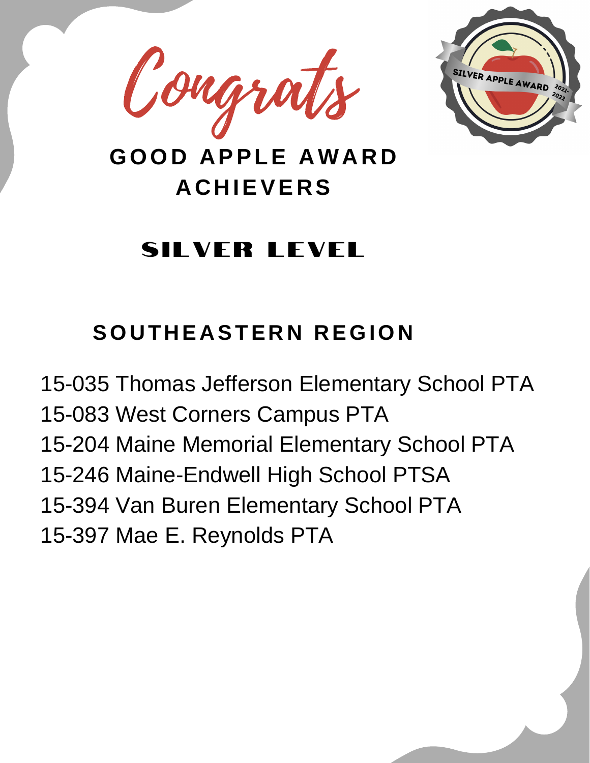# Congrats

## GOOD APPLE AWARD ACHIEVERS

## SILVER LEVEL

### SOUTHEASTERN REGION

15-035 Thomas Jefferson Elementary School PTA
15-083 West Corners Campus PTA
15-204 Maine Memorial Elementary School PTA
15-246 Maine-Endwell High School PTSA
15-394 Van Buren Elementary School PTA
15-397 Mae E. Reynolds PTA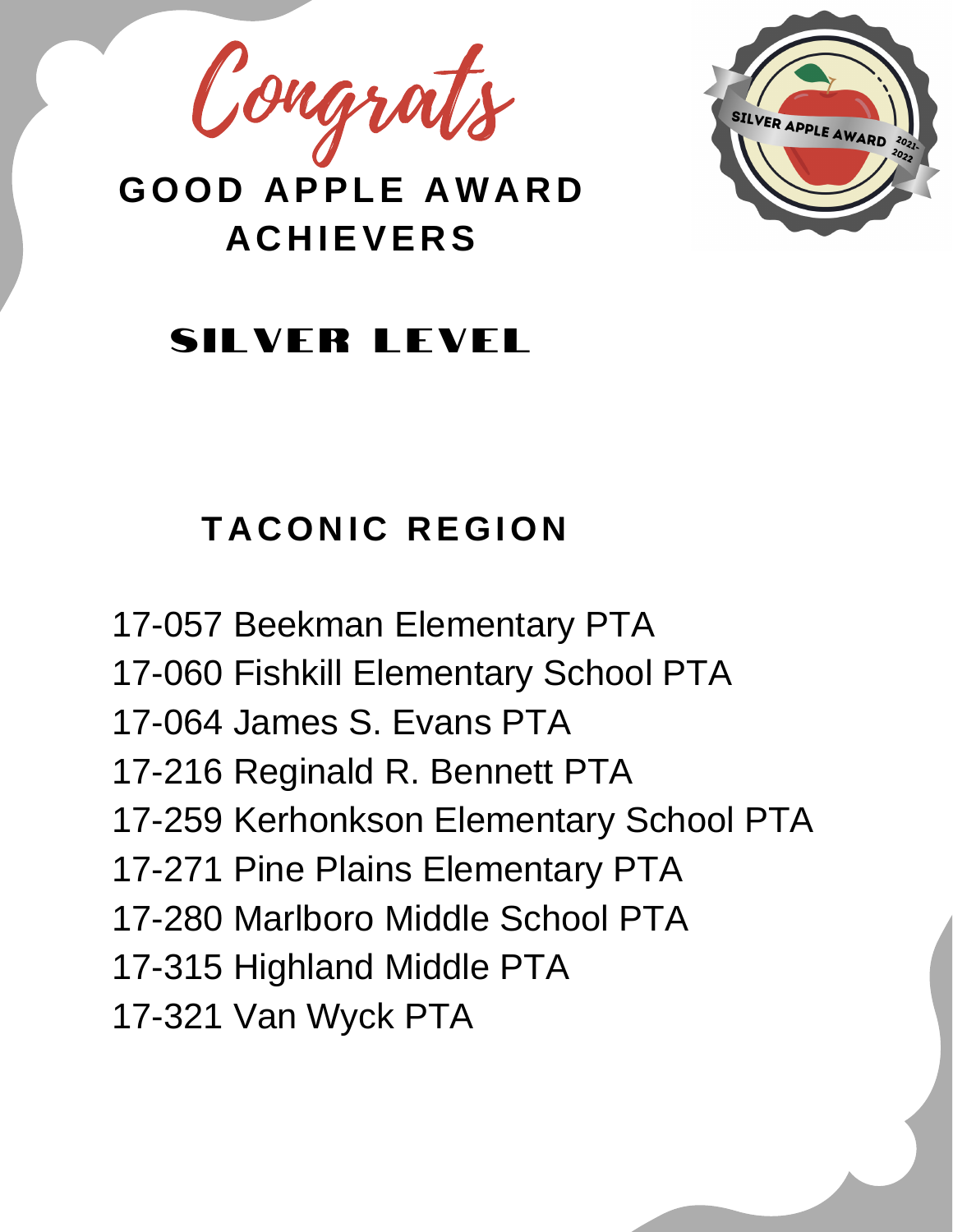Congrats

# GOOD APPLE AWARD ACHIEVERS

SILVER APPLE AWARD 2021-2022

## SILVER LEVEL

### TACONIC REGION

17-057 Beekman Elementary PTA
17-060 Fishkill Elementary School PTA
17-064 James S. Evans PTA
17-216 Reginald R. Bennett PTA
17-259 Kerhonkson Elementary School PTA
17-271 Pine Plains Elementary PTA
17-280 Marlboro Middle School PTA
17-315 Highland Middle PTA
17-321 Van Wyck PTA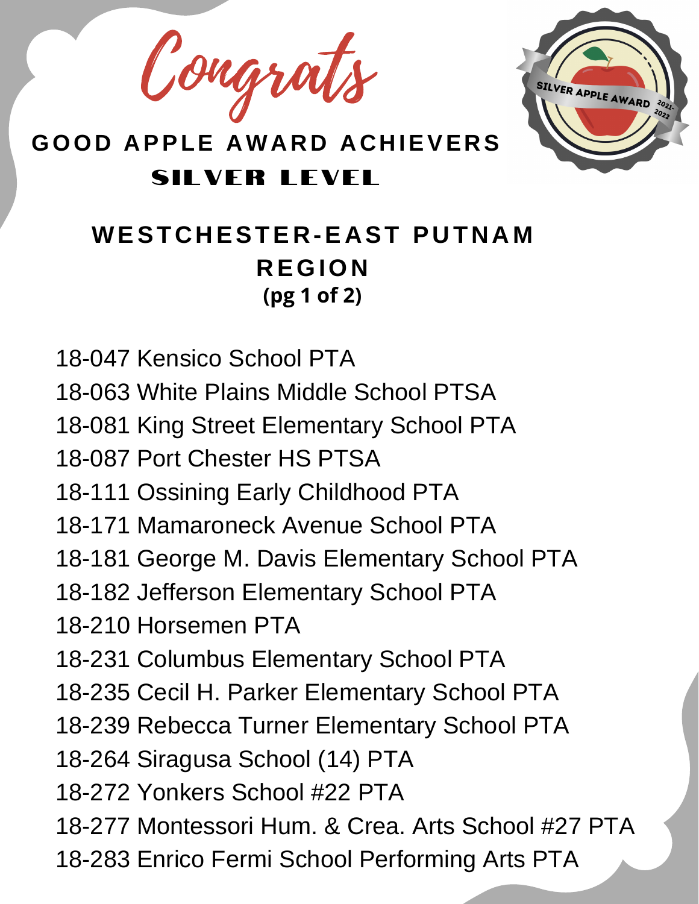# Congrats

## GOOD APPLE AWARD ACHIEVERS

## SILVER LEVEL

SILVER APPLE AWARD 2021-2022

### WESTCHESTER-EAST PUTNAM REGION

**(pg 1 of 2)**

18-047 Kensico School PTA
18-063 White Plains Middle School PTSA
18-081 King Street Elementary School PTA
18-087 Port Chester HS PTSA
18-111 Ossining Early Childhood PTA
18-171 Mamaroneck Avenue School PTA
18-181 George M. Davis Elementary School PTA
18-182 Jefferson Elementary School PTA
18-210 Horsemen PTA
18-231 Columbus Elementary School PTA
18-235 Cecil H. Parker Elementary School PTA
18-239 Rebecca Turner Elementary School PTA
18-264 Siragusa School (14) PTA
18-272 Yonkers School #22 PTA
18-277 Montessori Hum. & Crea. Arts School #27 PTA
18-283 Enrico Fermi School Performing Arts PTA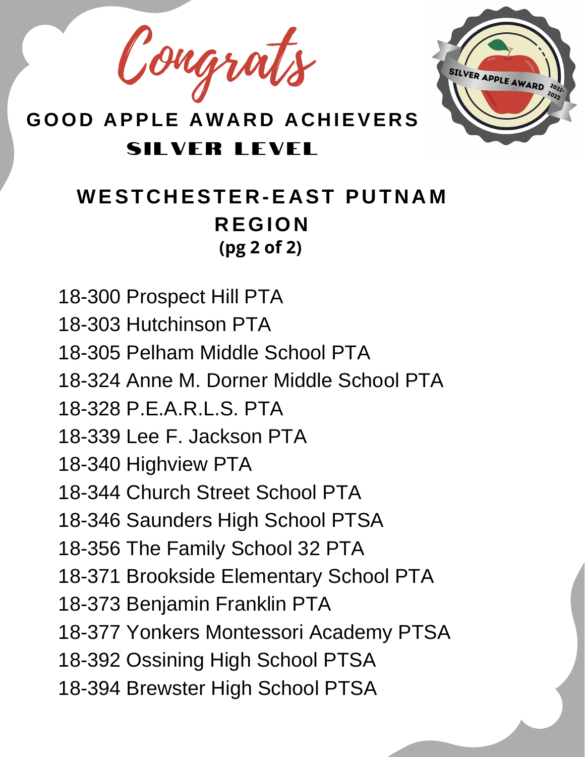# Congrats

## GOOD APPLE AWARD ACHIEVERS

## SILVER LEVEL

SILVER APPLE AWARD 2021-2022

### WESTCHESTER-EAST PUTNAM REGION

**(pg 2 of 2)**

18-300 Prospect Hill PTA
18-303 Hutchinson PTA
18-305 Pelham Middle School PTA
18-324 Anne M. Dorner Middle School PTA
18-328 P.E.A.R.L.S. PTA
18-339 Lee F. Jackson PTA
18-340 Highview PTA
18-344 Church Street School PTA
18-346 Saunders High School PTSA
18-356 The Family School 32 PTA
18-371 Brookside Elementary School PTA
18-373 Benjamin Franklin PTA
18-377 Yonkers Montessori Academy PTSA
18-392 Ossining High School PTSA
18-394 Brewster High School PTSA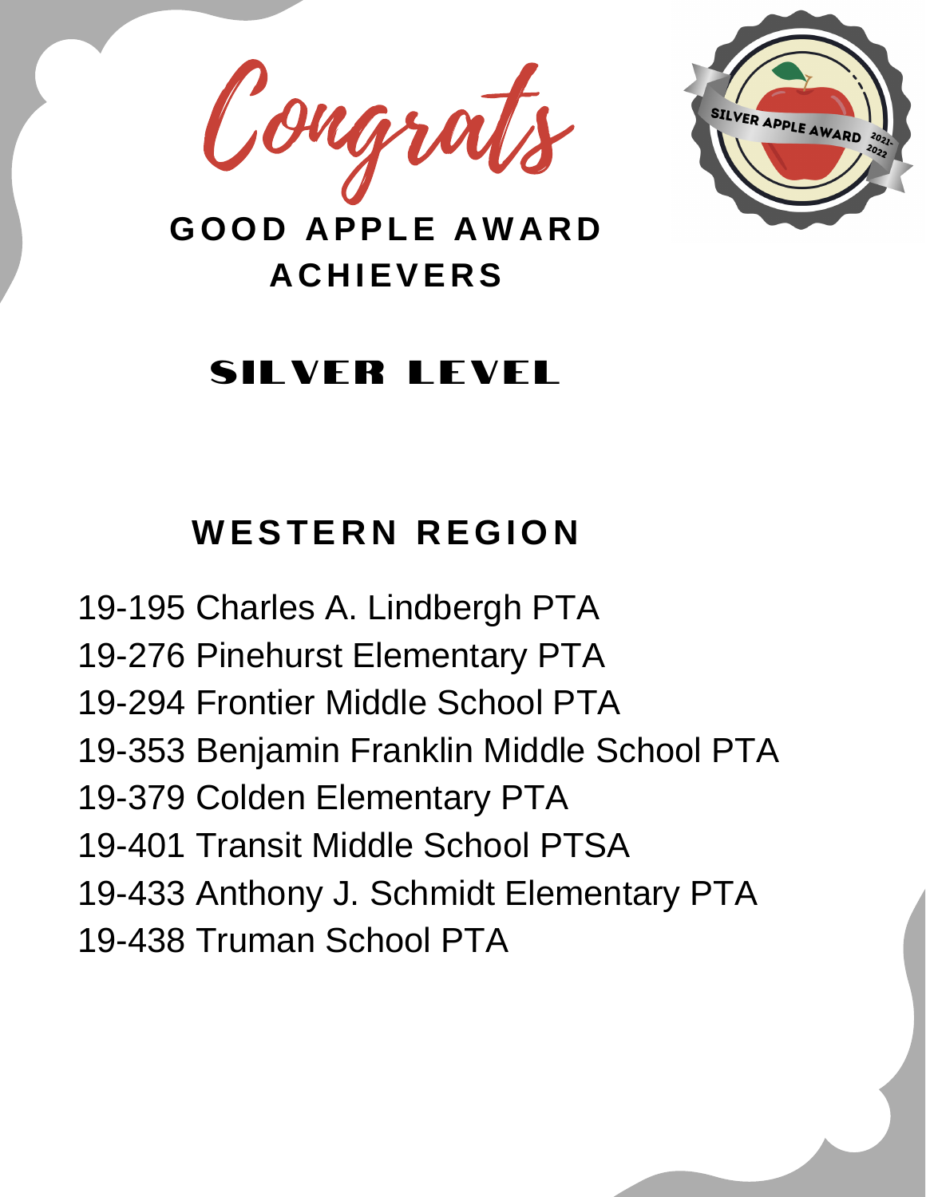# Congrats

## GOOD APPLE AWARD ACHIEVERS

SILVER APPLE AWARD 2021-2022

## SILVER LEVEL

### WESTERN REGION

19-195 Charles A. Lindbergh PTA
19-276 Pinehurst Elementary PTA
19-294 Frontier Middle School PTA
19-353 Benjamin Franklin Middle School PTA
19-379 Colden Elementary PTA
19-401 Transit Middle School PTSA
19-433 Anthony J. Schmidt Elementary PTA
19-438 Truman School PTA